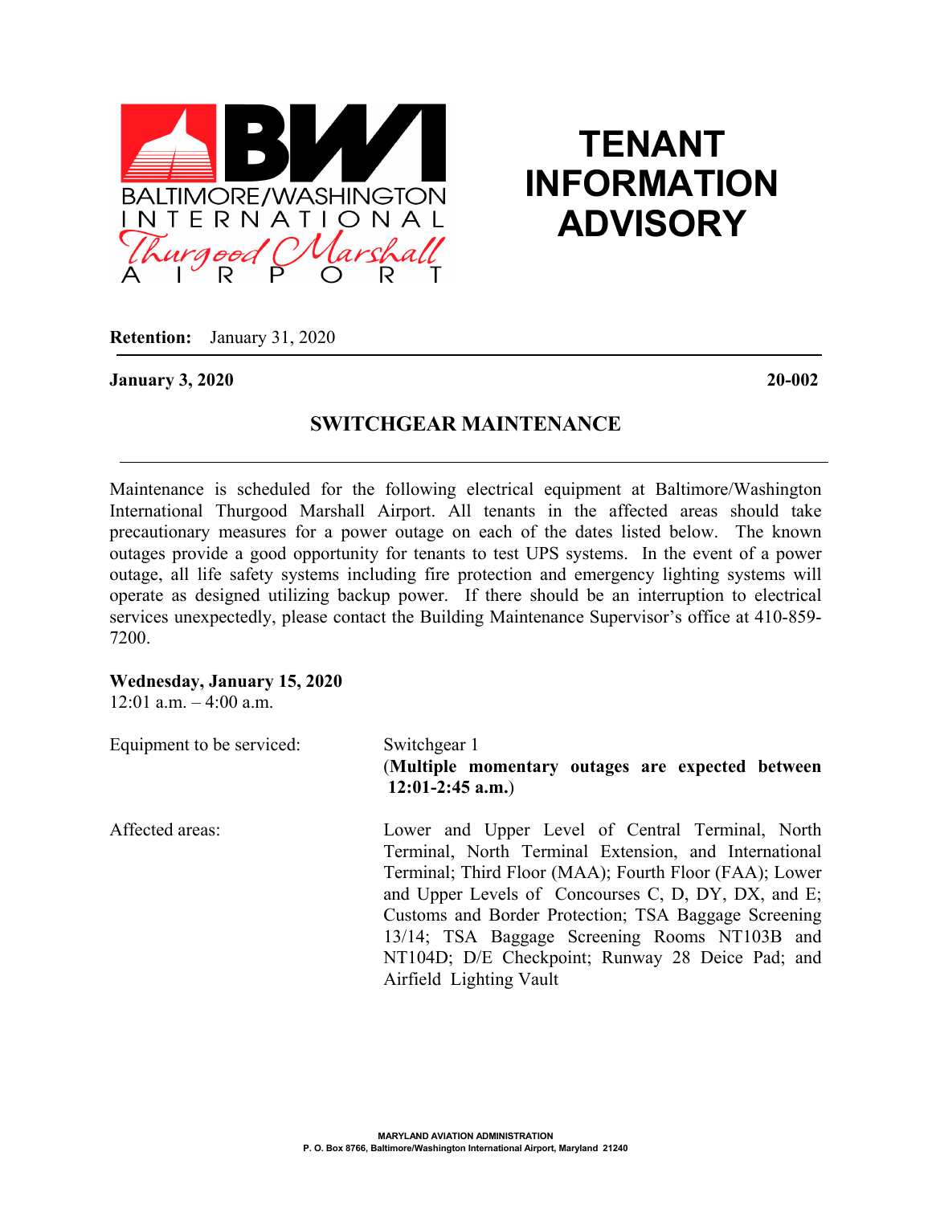BWI BALTIMORE/WASHINGTON INTERNATIONAL Thurgood Marshall AIRPORT

# TENANT INFORMATION ADVISORY

**Retention:** January 31, 2020

**January 3, 2020** **20-002**

## SWITCHGEAR MAINTENANCE

Maintenance is scheduled for the following electrical equipment at Baltimore/Washington International Thurgood Marshall Airport. All tenants in the affected areas should take precautionary measures for a power outage on each of the dates listed below. The known outages provide a good opportunity for tenants to test UPS systems. In the event of a power outage, all life safety systems including fire protection and emergency lighting systems will operate as designed utilizing backup power. If there should be an interruption to electrical services unexpectedly, please contact the Building Maintenance Supervisor's office at 410-859-7200.

**Wednesday, January 15, 2020**
12:01 a.m. – 4:00 a.m.

Equipment to be serviced: Switchgear 1
(**Multiple momentary outages are expected between 12:01-2:45 a.m.**)

Affected areas: Lower and Upper Level of Central Terminal, North Terminal, North Terminal Extension, and International Terminal; Third Floor (MAA); Fourth Floor (FAA); Lower and Upper Levels of Concourses C, D, DY, DX, and E; Customs and Border Protection; TSA Baggage Screening 13/14; TSA Baggage Screening Rooms NT103B and NT104D; D/E Checkpoint; Runway 28 Deice Pad; and Airfield Lighting Vault

MARYLAND AVIATION ADMINISTRATION
P. O. Box 8766, Baltimore/Washington International Airport, Maryland 21240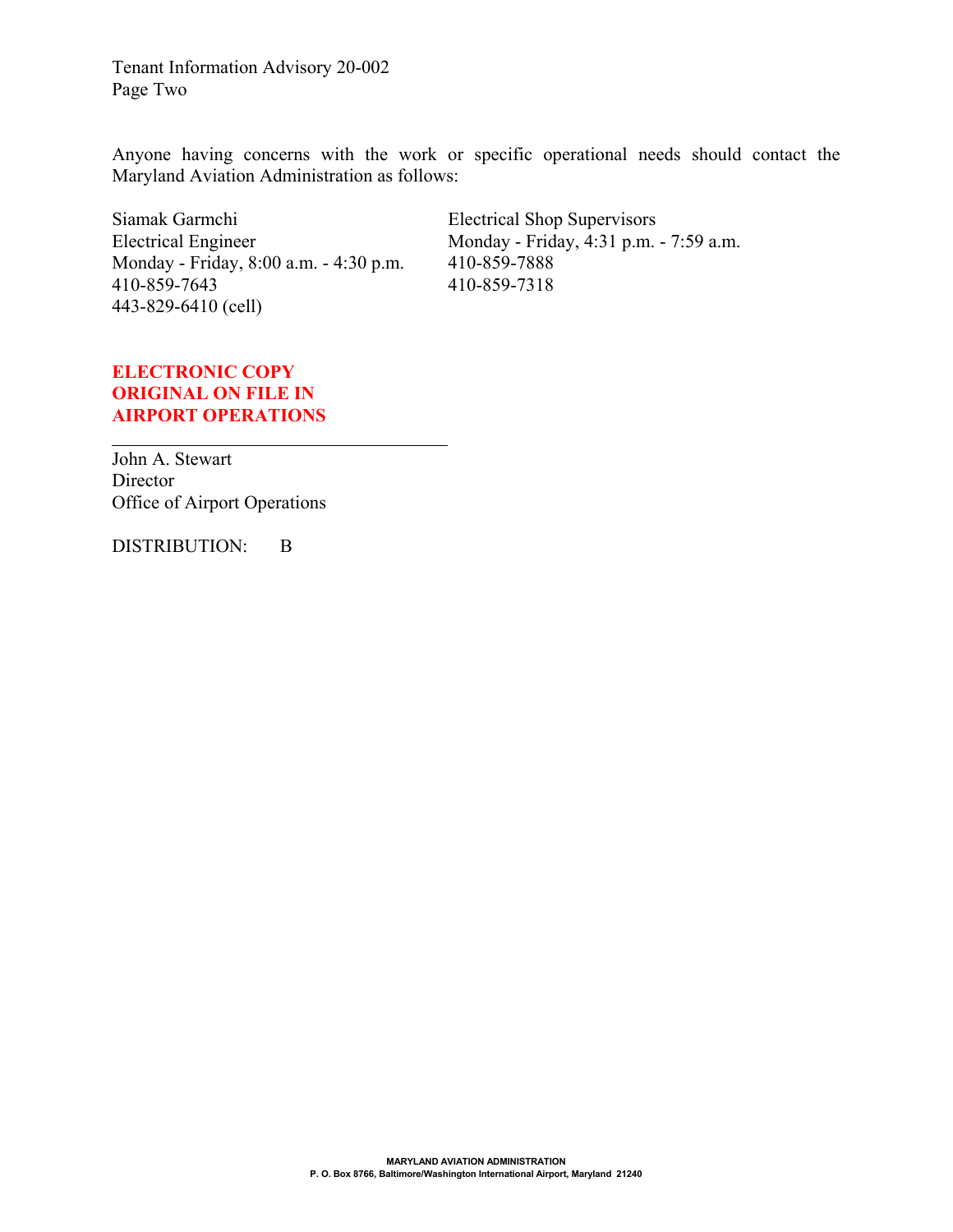Anyone having concerns with the work or specific operational needs should contact the Maryland Aviation Administration as follows:

Siamak Garmchi
Electrical Engineer
Monday - Friday, 8:00 a.m. - 4:30 p.m.
410-859-7643
443-829-6410 (cell)

Electrical Shop Supervisors
Monday - Friday, 4:31 p.m. - 7:59 a.m.
410-859-7888
410-859-7318

**ELECTRONIC COPY**
**ORIGINAL ON FILE IN**
**AIRPORT OPERATIONS**

John A. Stewart
Director
Office of Airport Operations

DISTRIBUTION: B

**MARYLAND AVIATION ADMINISTRATION**
**P. O. Box 8766, Baltimore/Washington International Airport, Maryland 21240**